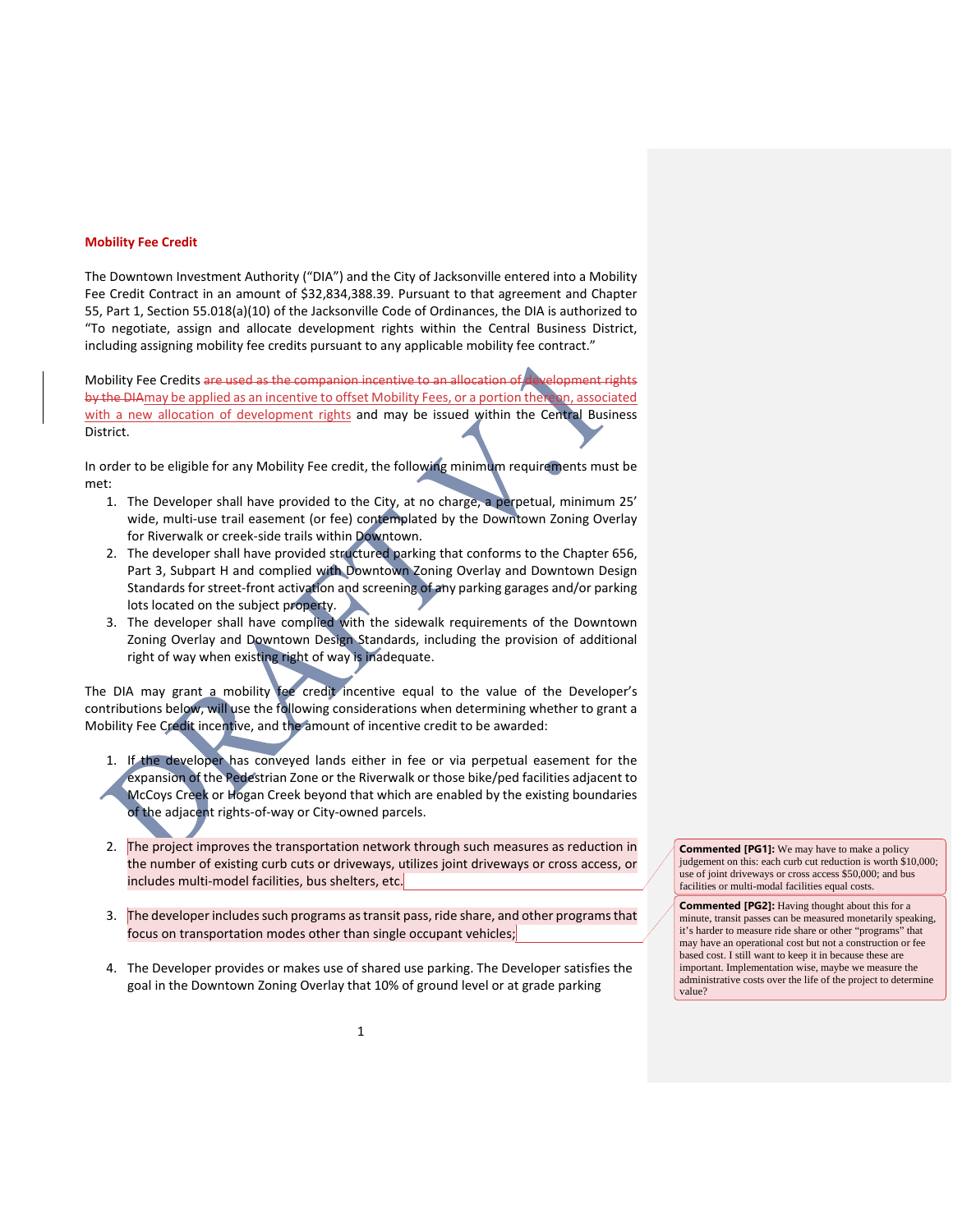## Mobility Fee Credit

The Downtown Investment Authority ("DIA") and the City of Jacksonville entered into a Mobility Fee Credit Contract in an amount of $32,834,388.39. Pursuant to that agreement and Chapter 55, Part 1, Section 55.018(a)(10) of the Jacksonville Code of Ordinances, the DIA is authorized to "To negotiate, assign and allocate development rights within the Central Business District, including assigning mobility fee credits pursuant to any applicable mobility fee contract."

Mobility Fee Credits ~~are used as the companion incentive to an allocation of development rights by the DIA~~may be applied as an incentive to offset Mobility Fees, or a portion thereon, associated with a new allocation of development rights and may be issued within the Central Business District.

In order to be eligible for any Mobility Fee credit, the following minimum requirements must be met:

1. The Developer shall have provided to the City, at no charge, a perpetual, minimum 25' wide, multi-use trail easement (or fee) contemplated by the Downtown Zoning Overlay for Riverwalk or creek-side trails within Downtown.
2. The developer shall have provided structured parking that conforms to the Chapter 656, Part 3, Subpart H and complied with Downtown Zoning Overlay and Downtown Design Standards for street-front activation and screening of any parking garages and/or parking lots located on the subject property.
3. The developer shall have complied with the sidewalk requirements of the Downtown Zoning Overlay and Downtown Design Standards, including the provision of additional right of way when existing right of way is inadequate.

The DIA may grant a mobility fee credit incentive equal to the value of the Developer's contributions below, will use the following considerations when determining whether to grant a Mobility Fee Credit incentive, and the amount of incentive credit to be awarded:

1. If the developer has conveyed lands either in fee or via perpetual easement for the expansion of the Pedestrian Zone or the Riverwalk or those bike/ped facilities adjacent to McCoys Creek or Hogan Creek beyond that which are enabled by the existing boundaries of the adjacent rights-of-way or City-owned parcels.

2. The project improves the transportation network through such measures as reduction in the number of existing curb cuts or driveways, utilizes joint driveways or cross access, or includes multi-model facilities, bus shelters, etc.

3. The developer includes such programs as transit pass, ride share, and other programs that focus on transportation modes other than single occupant vehicles;

4. The Developer provides or makes use of shared use parking. The Developer satisfies the goal in the Downtown Zoning Overlay that 10% of ground level or at grade parking

**Commented [PG1]:** We may have to make a policy judgement on this: each curb cut reduction is worth $10,000; use of joint driveways or cross access $50,000; and bus facilities or multi-modal facilities equal costs.

**Commented [PG2]:** Having thought about this for a minute, transit passes can be measured monetarily speaking, it's harder to measure ride share or other "programs" that may have an operational cost but not a construction or fee based cost. I still want to keep it in because these are important. Implementation wise, maybe we measure the administrative costs over the life of the project to determine value?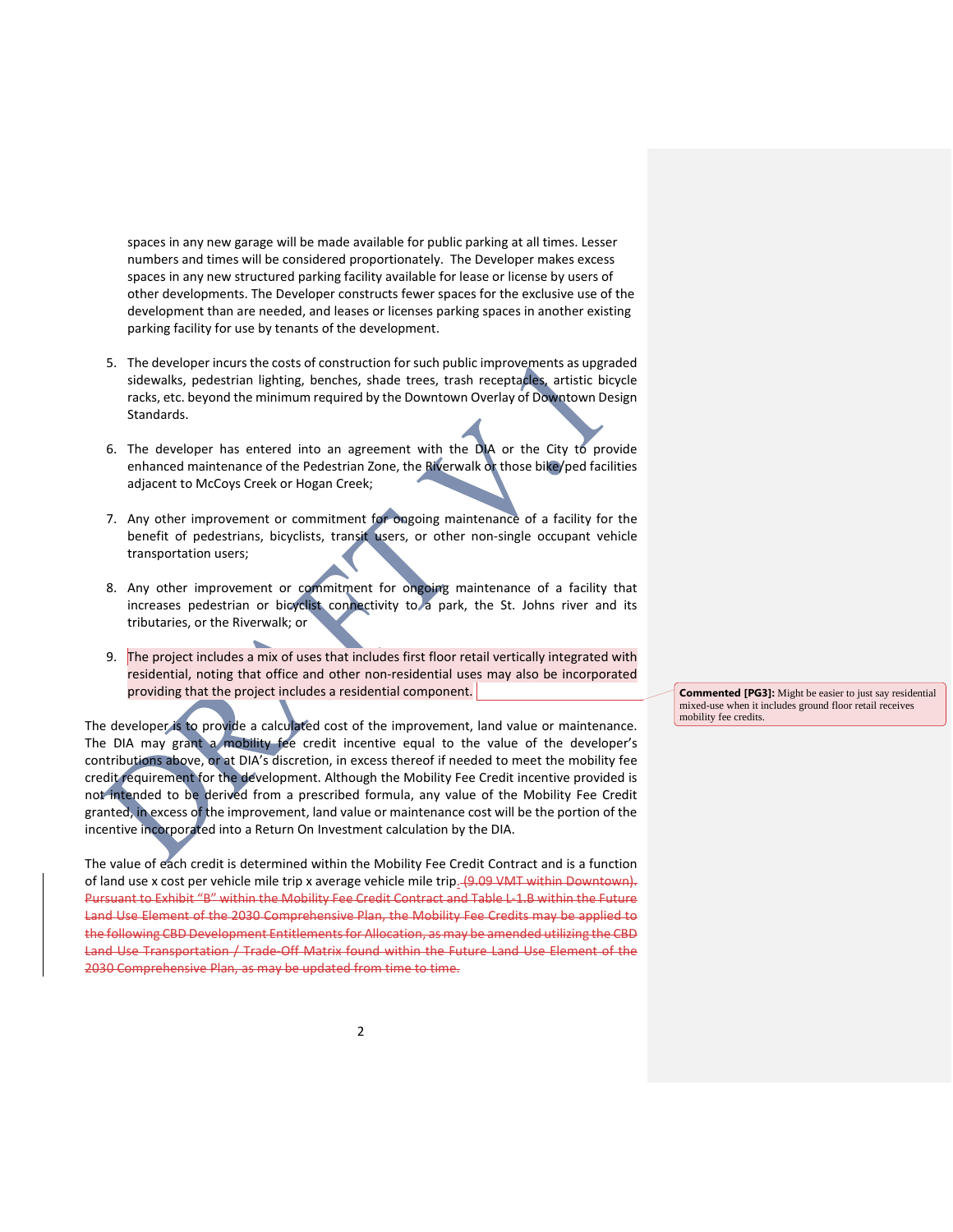spaces in any new garage will be made available for public parking at all times. Lesser numbers and times will be considered proportionately. The Developer makes excess spaces in any new structured parking facility available for lease or license by users of other developments. The Developer constructs fewer spaces for the exclusive use of the development than are needed, and leases or licenses parking spaces in another existing parking facility for use by tenants of the development.

5. The developer incurs the costs of construction for such public improvements as upgraded sidewalks, pedestrian lighting, benches, shade trees, trash receptacles, artistic bicycle racks, etc. beyond the minimum required by the Downtown Overlay of Downtown Design Standards.

6. The developer has entered into an agreement with the DIA or the City to provide enhanced maintenance of the Pedestrian Zone, the Riverwalk or those bike/ped facilities adjacent to McCoys Creek or Hogan Creek;

7. Any other improvement or commitment for ongoing maintenance of a facility for the benefit of pedestrians, bicyclists, transit users, or other non-single occupant vehicle transportation users;

8. Any other improvement or commitment for ongoing maintenance of a facility that increases pedestrian or bicyclist connectivity to a park, the St. Johns river and its tributaries, or the Riverwalk; or

9. The project includes a mix of uses that includes first floor retail vertically integrated with residential, noting that office and other non-residential uses may also be incorporated providing that the project includes a residential component.

**Commented [PG3]:** Might be easier to just say residential mixed-use when it includes ground floor retail receives mobility fee credits.

The developer is to provide a calculated cost of the improvement, land value or maintenance. The DIA may grant a mobility fee credit incentive equal to the value of the developer's contributions above, or at DIA's discretion, in excess thereof if needed to meet the mobility fee credit requirement for the development. Although the Mobility Fee Credit incentive provided is not intended to be derived from a prescribed formula, any value of the Mobility Fee Credit granted, in excess of the improvement, land value or maintenance cost will be the portion of the incentive incorporated into a Return On Investment calculation by the DIA.

The value of each credit is determined within the Mobility Fee Credit Contract and is a function of land use x cost per vehicle mile trip x average vehicle mile trip. ~~(9.09 VMT within Downtown). Pursuant to Exhibit "B" within the Mobility Fee Credit Contract and Table L-1.B within the Future Land Use Element of the 2030 Comprehensive Plan, the Mobility Fee Credits may be applied to the following CBD Development Entitlements for Allocation, as may be amended utilizing the CBD Land Use Transportation / Trade-Off Matrix found within the Future Land Use Element of the 2030 Comprehensive Plan, as may be updated from time to time.~~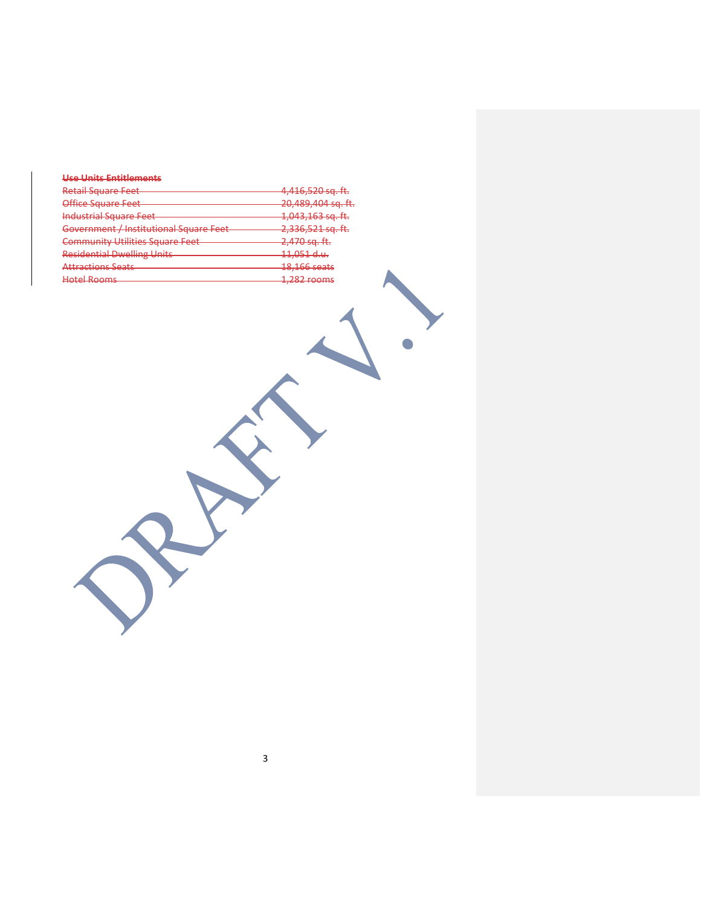~~**Use Units Entitlements**~~

| | |
|---|---|
| ~~Retail Square Feet~~ | ~~4,416,520 sq. ft.~~ |
| ~~Office Square Feet~~ | ~~20,489,404 sq. ft.~~ |
| ~~Industrial Square Feet~~ | ~~1,043,163 sq. ft.~~ |
| ~~Government / Institutional Square Feet~~ | ~~2,336,521 sq. ft.~~ |
| ~~Community Utilities Square Feet~~ | ~~2,470 sq. ft.~~ |
| ~~Residential Dwelling Units~~ | ~~11,051 d.u.~~ |
| ~~Attractions Seats~~ | ~~18,166 seats~~ |
| ~~Hotel Rooms~~ | ~~1,282 rooms~~ |

DRAFT V.1